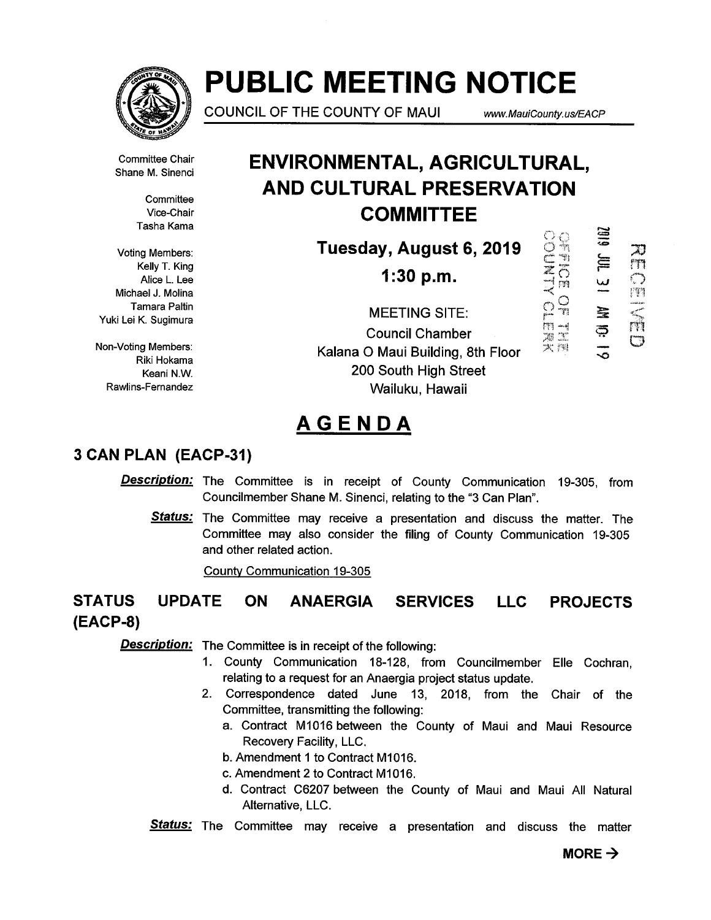# PUBLIC MEETING NOTICE

COUNCIL OF THE COUNTY OF MAUI www.MauiCounty.us/EACP

Committee Chair
Shane M. Sinenci

Committee
Vice-Chair
Tasha Kama

Voting Members:
Kelly T. King
Alice L. Lee
Michael J. Molina
Tamara Paltin
Yuki Lei K. Sugimura

Non-Voting Members:
Riki Hokama
Keani N.W.
Rawlins-Fernandez

## ENVIRONMENTAL, AGRICULTURAL, AND CULTURAL PRESERVATION COMMITTEE

**Tuesday, August 6, 2019**

**1:30 p.m.**

MEETING SITE:
Council Chamber
Kalana O Maui Building, 8th Floor
200 South High Street
Wailuku, Hawaii

OFFICE OF THE COUNTY CLERK
2019 JUL 31 AM 10: 19
RECEIVED

# AGENDA

## 3 CAN PLAN (EACP-31)

***Description:*** The Committee is in receipt of County Communication 19-305, from Councilmember Shane M. Sinenci, relating to the "3 Can Plan".

***Status:*** The Committee may receive a presentation and discuss the matter. The Committee may also consider the filing of County Communication 19-305 and other related action.

County Communication 19-305

## STATUS UPDATE ON ANAERGIA SERVICES LLC PROJECTS (EACP-8)

***Description:*** The Committee is in receipt of the following:

1. County Communication 18-128, from Councilmember Elle Cochran, relating to a request for an Anaergia project status update.
2. Correspondence dated June 13, 2018, from the Chair of the Committee, transmitting the following:
   a. Contract M1016 between the County of Maui and Maui Resource Recovery Facility, LLC.
   b. Amendment 1 to Contract M1016.
   c. Amendment 2 to Contract M1016.
   d. Contract C6207 between the County of Maui and Maui All Natural Alternative, LLC.

***Status:*** The Committee may receive a presentation and discuss the matter

**MORE →**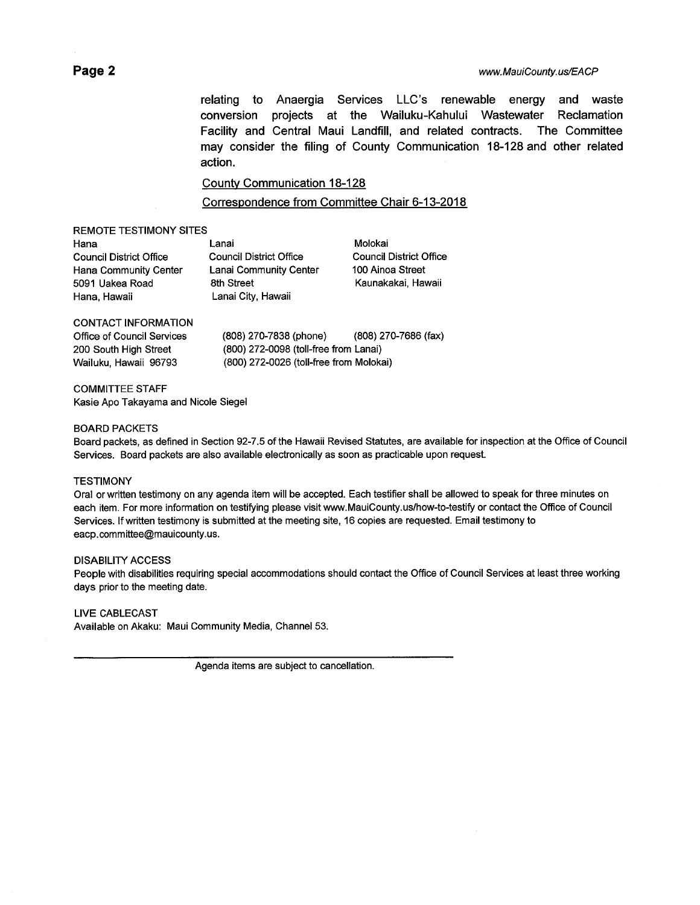relating to Anaergia Services LLC's renewable energy and waste conversion projects at the Wailuku-Kahului Wastewater Reclamation Facility and Central Maui Landfill, and related contracts. The Committee may consider the filing of County Communication 18-128 and other related action.

County Communication 18-128

Correspondence from Committee Chair 6-13-2018

REMOTE TESTIMONY SITES

| | | |
|---|---|---|
| Hana | Lanai | Molokai |
| Council District Office | Council District Office | Council District Office |
| Hana Community Center | Lanai Community Center | 100 Ainoa Street |
| 5091 Uakea Road | 8th Street | Kaunakakai, Hawaii |
| Hana, Hawaii | Lanai City, Hawaii | |

CONTACT INFORMATION

| | | |
|---|---|---|
| Office of Council Services | (808) 270-7838 (phone) | (808) 270-7686 (fax) |
| 200 South High Street | (800) 272-0098 (toll-free from Lanai) | |
| Wailuku, Hawaii 96793 | (800) 272-0026 (toll-free from Molokai) | |

COMMITTEE STAFF

Kasie Apo Takayama and Nicole Siegel

BOARD PACKETS

Board packets, as defined in Section 92-7.5 of the Hawaii Revised Statutes, are available for inspection at the Office of Council Services. Board packets are also available electronically as soon as practicable upon request.

TESTIMONY

Oral or written testimony on any agenda item will be accepted. Each testifier shall be allowed to speak for three minutes on each item. For more information on testifying please visit www.MauiCounty.us/how-to-testify or contact the Office of Council Services. If written testimony is submitted at the meeting site, 16 copies are requested. Email testimony to eacp.committee@mauicounty.us.

DISABILITY ACCESS

People with disabilities requiring special accommodations should contact the Office of Council Services at least three working days prior to the meeting date.

LIVE CABLECAST

Available on Akaku: Maui Community Media, Channel 53.

---

Agenda items are subject to cancellation.